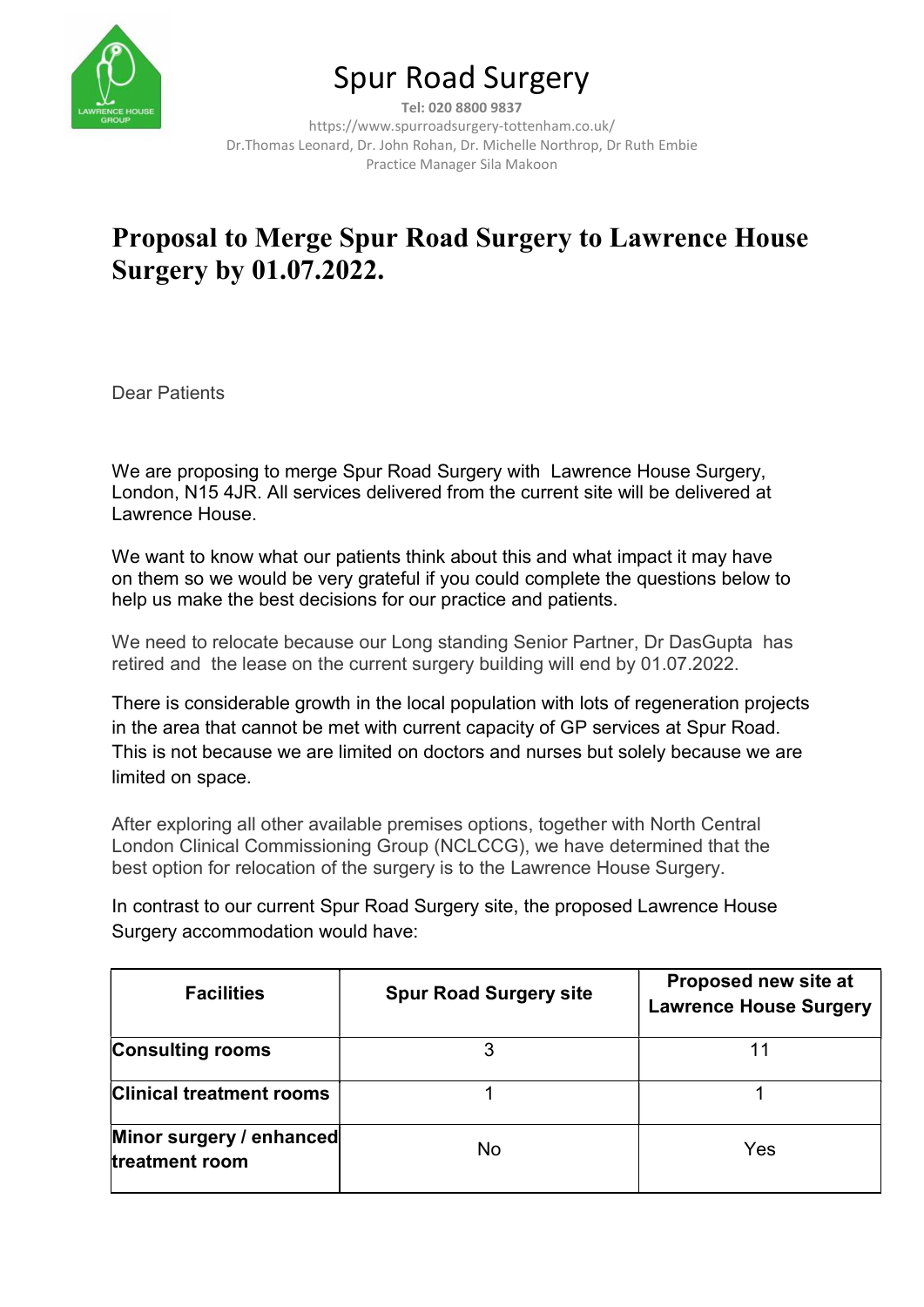# Spur Road Surgery

**Tel: 020 8800 9837**

https://www.spurroadsurgery-tottenham.co.uk/

Dr.Thomas Leonard, Dr. John Rohan, Dr. Michelle Northrop, Dr Ruth Embie

Practice Manager Sila Makoon

## Proposal to Merge Spur Road Surgery to Lawrence House Surgery by 01.07.2022.

Dear Patients

We are proposing to merge Spur Road Surgery with Lawrence House Surgery, London, N15 4JR. All services delivered from the current site will be delivered at Lawrence House.

We want to know what our patients think about this and what impact it may have on them so we would be very grateful if you could complete the questions below to help us make the best decisions for our practice and patients.

We need to relocate because our Long standing Senior Partner, Dr DasGupta has retired and the lease on the current surgery building will end by 01.07.2022.

There is considerable growth in the local population with lots of regeneration projects in the area that cannot be met with current capacity of GP services at Spur Road. This is not because we are limited on doctors and nurses but solely because we are limited on space.

After exploring all other available premises options, together with North Central London Clinical Commissioning Group (NCLCCG), we have determined that the best option for relocation of the surgery is to the Lawrence House Surgery.

In contrast to our current Spur Road Surgery site, the proposed Lawrence House Surgery accommodation would have:

| Facilities | Spur Road Surgery site | Proposed new site at Lawrence House Surgery |
|---|---|---|
| **Consulting rooms** | 3 | 11 |
| **Clinical treatment rooms** | 1 | 1 |
| **Minor surgery / enhanced treatment room** | No | Yes |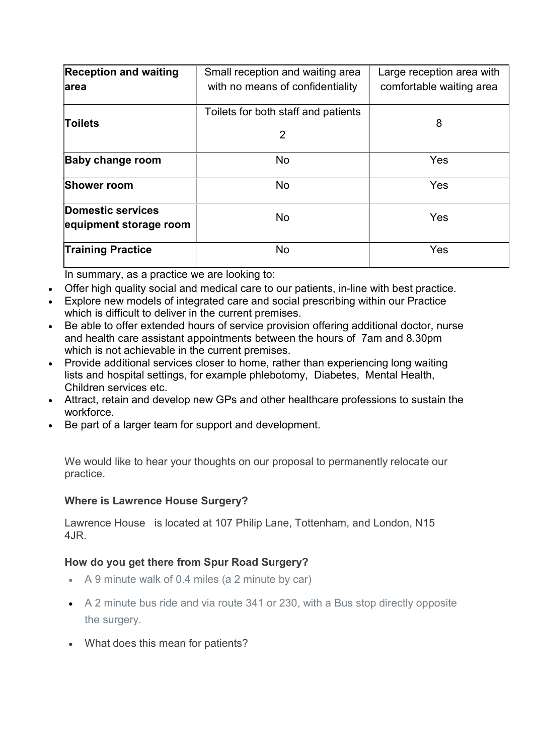| **Reception and waiting area** | Small reception and waiting area with no means of confidentiality | Large reception area with comfortable waiting area |
|---|---|---|
| **Toilets** | Toilets for both staff and patients 2 | 8 |
| **Baby change room** | No | Yes |
| **Shower room** | No | Yes |
| **Domestic services equipment storage room** | No | Yes |
| **Training Practice** | No | Yes |

In summary, as a practice we are looking to:

- Offer high quality social and medical care to our patients, in-line with best practice.
- Explore new models of integrated care and social prescribing within our Practice which is difficult to deliver in the current premises.
- Be able to offer extended hours of service provision offering additional doctor, nurse and health care assistant appointments between the hours of 7am and 8.30pm which is not achievable in the current premises.
- Provide additional services closer to home, rather than experiencing long waiting lists and hospital settings, for example phlebotomy, Diabetes, Mental Health, Children services etc.
- Attract, retain and develop new GPs and other healthcare professions to sustain the workforce.
- Be part of a larger team for support and development.

We would like to hear your thoughts on our proposal to permanently relocate our practice.

**Where is Lawrence House Surgery?**

Lawrence House is located at 107 Philip Lane, Tottenham, and London, N15 4JR.

**How do you get there from Spur Road Surgery?**

- A 9 minute walk of 0.4 miles (a 2 minute by car)
- A 2 minute bus ride and via route 341 or 230, with a Bus stop directly opposite the surgery.
- What does this mean for patients?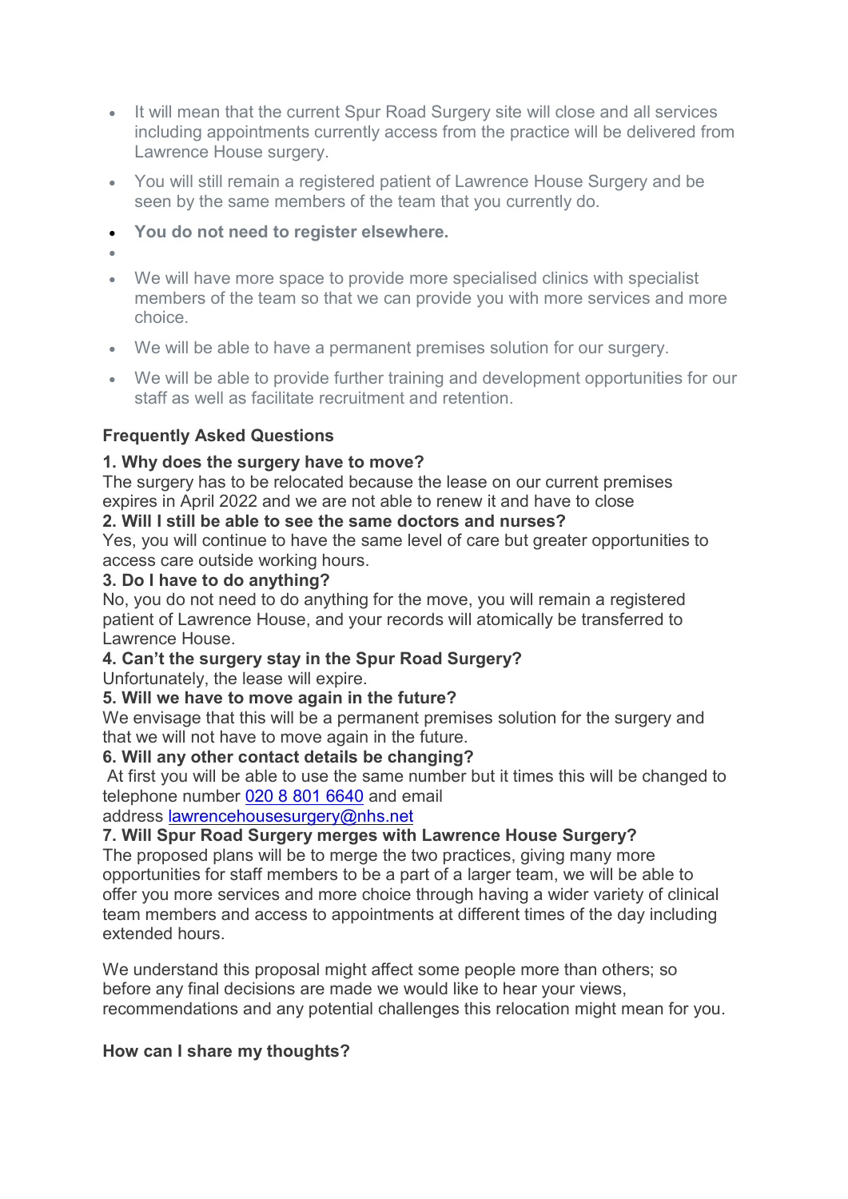- It will mean that the current Spur Road Surgery site will close and all services including appointments currently access from the practice will be delivered from Lawrence House surgery.
- You will still remain a registered patient of Lawrence House Surgery and be seen by the same members of the team that you currently do.
- **You do not need to register elsewhere.**
- We will have more space to provide more specialised clinics with specialist members of the team so that we can provide you with more services and more choice.
- We will be able to have a permanent premises solution for our surgery.
- We will be able to provide further training and development opportunities for our staff as well as facilitate recruitment and retention.

**Frequently Asked Questions**

**1. Why does the surgery have to move?**
The surgery has to be relocated because the lease on our current premises expires in April 2022 and we are not able to renew it and have to close

**2. Will I still be able to see the same doctors and nurses?**
Yes, you will continue to have the same level of care but greater opportunities to access care outside working hours.

**3. Do I have to do anything?**
No, you do not need to do anything for the move, you will remain a registered patient of Lawrence House, and your records will atomically be transferred to Lawrence House.

**4. Can't the surgery stay in the Spur Road Surgery?**
Unfortunately, the lease will expire.

**5. Will we have to move again in the future?**
We envisage that this will be a permanent premises solution for the surgery and that we will not have to move again in the future.

**6. Will any other contact details be changing?**
At first you will be able to use the same number but it times this will be changed to telephone number 020 8 801 6640 and email address lawrencehousesurgery@nhs.net

**7. Will Spur Road Surgery merges with Lawrence House Surgery?**
The proposed plans will be to merge the two practices, giving many more opportunities for staff members to be a part of a larger team, we will be able to offer you more services and more choice through having a wider variety of clinical team members and access to appointments at different times of the day including extended hours.

We understand this proposal might affect some people more than others; so before any final decisions are made we would like to hear your views, recommendations and any potential challenges this relocation might mean for you.

**How can I share my thoughts?**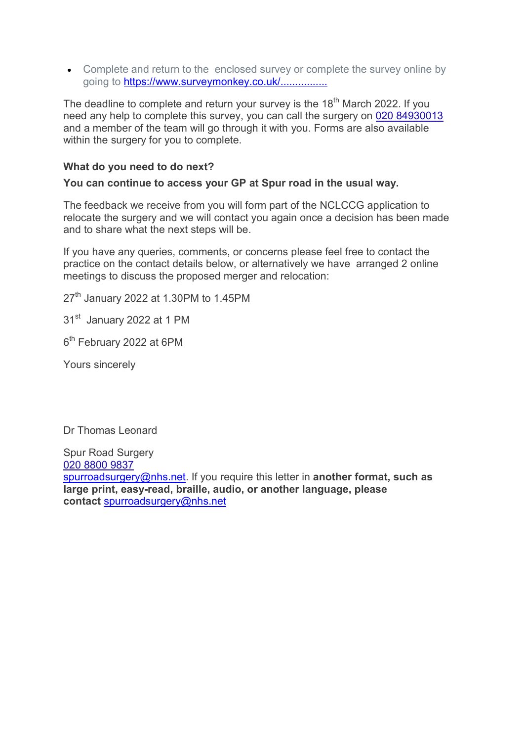- Complete and return to the enclosed survey or complete the survey online by going to https://www.surveymonkey.co.uk/................

The deadline to complete and return your survey is the 18th March 2022. If you need any help to complete this survey, you can call the surgery on 020 84930013 and a member of the team will go through it with you. Forms are also available within the surgery for you to complete.

**What do you need to do next?**

**You can continue to access your GP at Spur road in the usual way.**

The feedback we receive from you will form part of the NCLCCG application to relocate the surgery and we will contact you again once a decision has been made and to share what the next steps will be.

If you have any queries, comments, or concerns please feel free to contact the practice on the contact details below, or alternatively we have arranged 2 online meetings to discuss the proposed merger and relocation:

27th January 2022 at 1.30PM to 1.45PM

31st January 2022 at 1 PM

6th February 2022 at 6PM

Yours sincerely

Dr Thomas Leonard

Spur Road Surgery
020 8800 9837
spurroadsurgery@nhs.net. If you require this letter in **another format, such as large print, easy-read, braille, audio, or another language, please contact** spurroadsurgery@nhs.net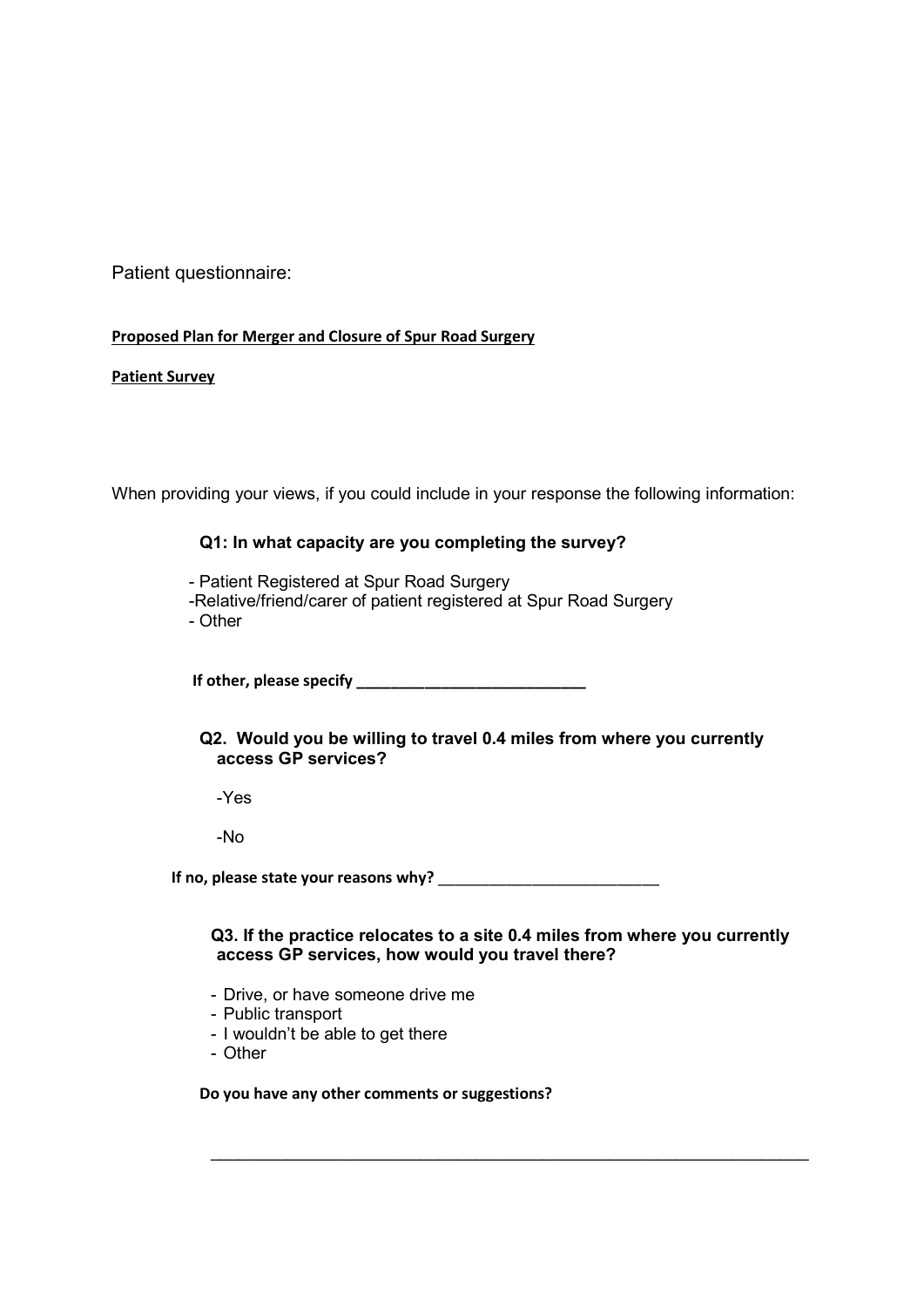Patient questionnaire:

**Proposed Plan for Merger and Closure of Spur Road Surgery**

**Patient Survey**

When providing your views, if you could include in your response the following information:

**Q1: In what capacity are you completing the survey?**

- Patient Registered at Spur Road Surgery
- Relative/friend/carer of patient registered at Spur Road Surgery
- Other

**If other, please specify ___________________________**

**Q2. Would you be willing to travel 0.4 miles from where you currently access GP services?**

- Yes
- No

**If no, please state your reasons why?** _________________________

**Q3. If the practice relocates to a site 0.4 miles from where you currently access GP services, how would you travel there?**

- Drive, or have someone drive me
- Public transport
- I wouldn't be able to get there
- Other

**Do you have any other comments or suggestions?**

_____________________________________________________________________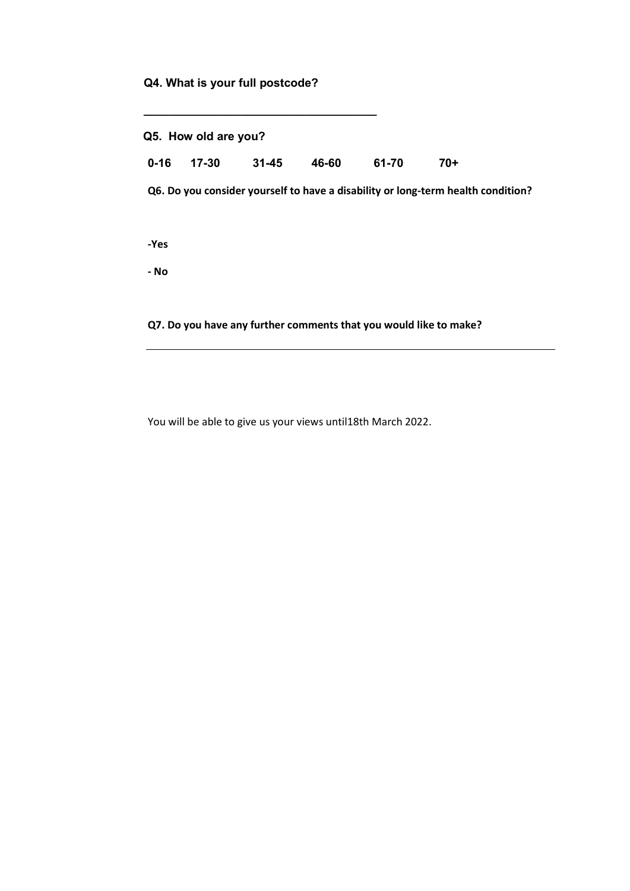**Q4. What is your full postcode?**

\_\_\_\_\_\_\_\_\_\_\_\_\_\_\_\_\_\_\_\_\_\_\_\_\_\_\_\_\_\_\_\_\_\_\_\_\_\_

**Q5. How old are you?**

**0-16 17-30 31-45 46-60 61-70 70+**

**Q6. Do you consider yourself to have a disability or long-term health condition?**

**-Yes**

**- No**

**Q7. Do you have any further comments that you would like to make?**

\_\_\_\_\_\_\_\_\_\_\_\_\_\_\_\_\_\_\_\_\_\_\_\_\_\_\_\_\_\_\_\_\_\_\_\_\_\_\_\_\_\_\_\_\_\_\_\_\_\_\_\_\_\_\_\_\_\_\_\_\_\_\_\_

You will be able to give us your views until18th March 2022.